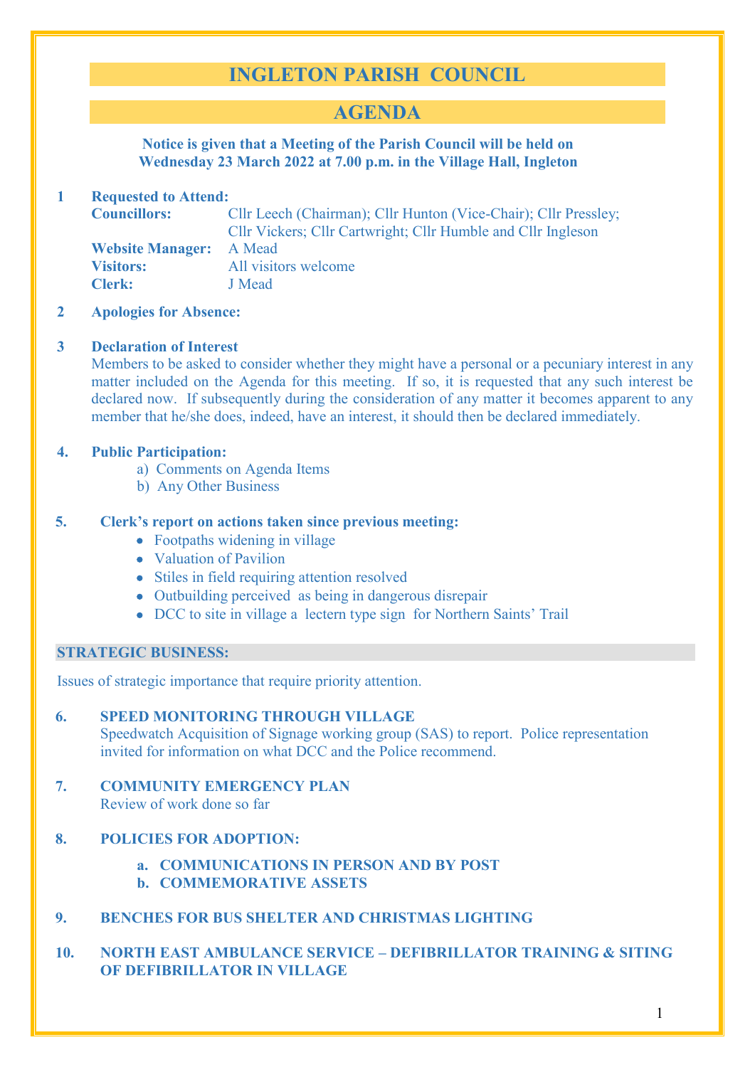# INGLETON PARISH COUNCIL

# AGENDA

**Notice is given that a Meeting of the Parish Council will be held on Wednesday 23 March 2022 at 7.00 p.m. in the Village Hall, Ingleton**

**1 Requested to Attend:**

**Councillors:** Cllr Leech (Chairman); Cllr Hunton (Vice-Chair); Cllr Pressley; Cllr Vickers; Cllr Cartwright; Cllr Humble and Cllr Ingleson
**Website Manager:** A Mead
**Visitors:** All visitors welcome
**Clerk:** J Mead

**2 Apologies for Absence:**

**3 Declaration of Interest**

Members to be asked to consider whether they might have a personal or a pecuniary interest in any matter included on the Agenda for this meeting. If so, it is requested that any such interest be declared now. If subsequently during the consideration of any matter it becomes apparent to any member that he/she does, indeed, have an interest, it should then be declared immediately.

**4. Public Participation:**

a) Comments on Agenda Items
b) Any Other Business

**5. Clerk's report on actions taken since previous meeting:**

- Footpaths widening in village
- Valuation of Pavilion
- Stiles in field requiring attention resolved
- Outbuilding perceived as being in dangerous disrepair
- DCC to site in village a lectern type sign for Northern Saints' Trail

## STRATEGIC BUSINESS:

Issues of strategic importance that require priority attention.

**6. SPEED MONITORING THROUGH VILLAGE**

Speedwatch Acquisition of Signage working group (SAS) to report. Police representation invited for information on what DCC and the Police recommend.

**7. COMMUNITY EMERGENCY PLAN**

Review of work done so far

**8. POLICIES FOR ADOPTION:**

**a. COMMUNICATIONS IN PERSON AND BY POST**
**b. COMMEMORATIVE ASSETS**

**9. BENCHES FOR BUS SHELTER AND CHRISTMAS LIGHTING**

**10. NORTH EAST AMBULANCE SERVICE – DEFIBRILLATOR TRAINING & SITING OF DEFIBRILLATOR IN VILLAGE**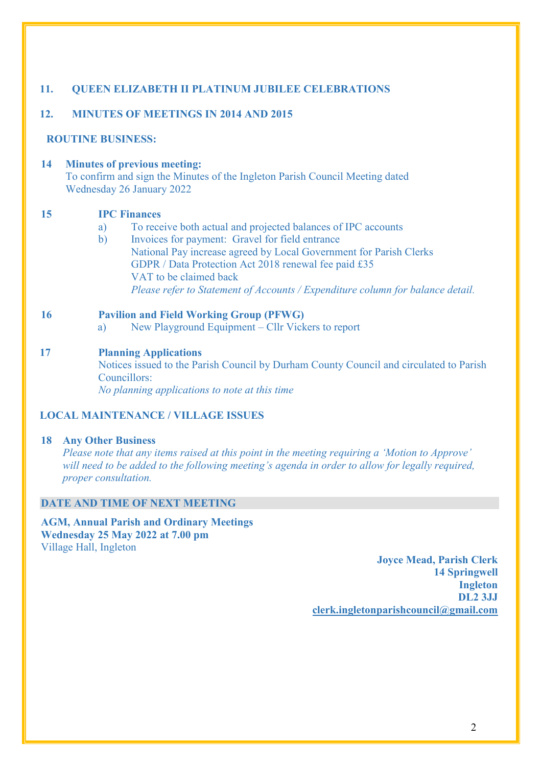**11. QUEEN ELIZABETH II PLATINUM JUBILEE CELEBRATIONS**

**12. MINUTES OF MEETINGS IN 2014 AND 2015**

**ROUTINE BUSINESS:**

**14 Minutes of previous meeting:**
To confirm and sign the Minutes of the Ingleton Parish Council Meeting dated Wednesday 26 January 2022

**15 IPC Finances**

a) To receive both actual and projected balances of IPC accounts

b) Invoices for payment: Gravel for field entrance
National Pay increase agreed by Local Government for Parish Clerks
GDPR / Data Protection Act 2018 renewal fee paid £35
VAT to be claimed back
*Please refer to Statement of Accounts / Expenditure column for balance detail.*

**16 Pavilion and Field Working Group (PFWG)**

a) New Playground Equipment – Cllr Vickers to report

**17 Planning Applications**
Notices issued to the Parish Council by Durham County Council and circulated to Parish Councillors:
*No planning applications to note at this time*

**LOCAL MAINTENANCE / VILLAGE ISSUES**

**18 Any Other Business**
*Please note that any items raised at this point in the meeting requiring a 'Motion to Approve' will need to be added to the following meeting's agenda in order to allow for legally required, proper consultation.*

**DATE AND TIME OF NEXT MEETING**

**AGM, Annual Parish and Ordinary Meetings**
**Wednesday 25 May 2022 at 7.00 pm**
Village Hall, Ingleton

**Joyce Mead, Parish Clerk**
**14 Springwell**
**Ingleton**
**DL2 3JJ**
**clerk.ingletonparishcouncil@gmail.com**